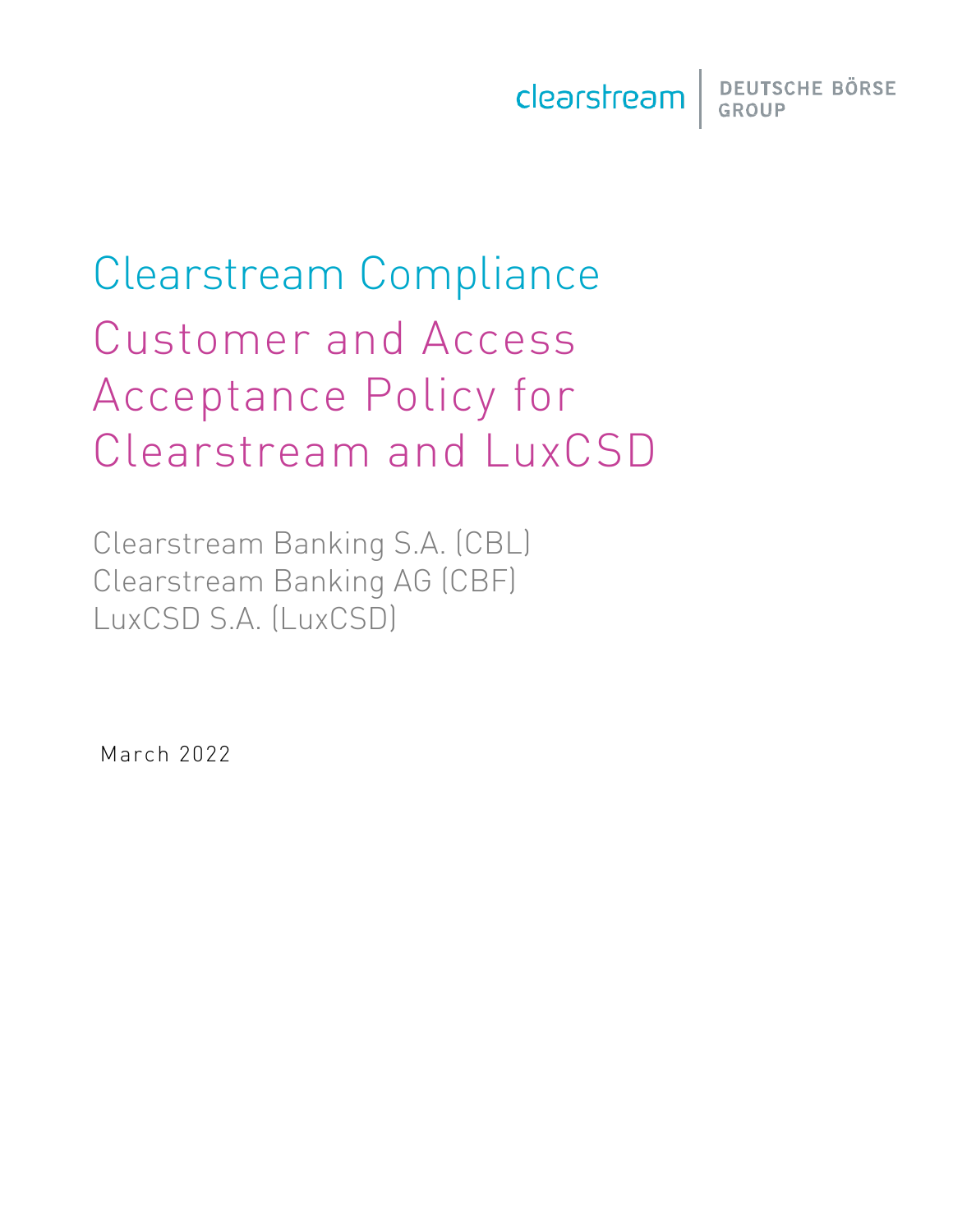clearstream | DEUTSCHE BÖRSE GROUP

# Clearstream Compliance

## Customer and Access Acceptance Policy for Clearstream and LuxCSD

Clearstream Banking S.A. (CBL)
Clearstream Banking AG (CBF)
LuxCSD S.A. (LuxCSD)

March 2022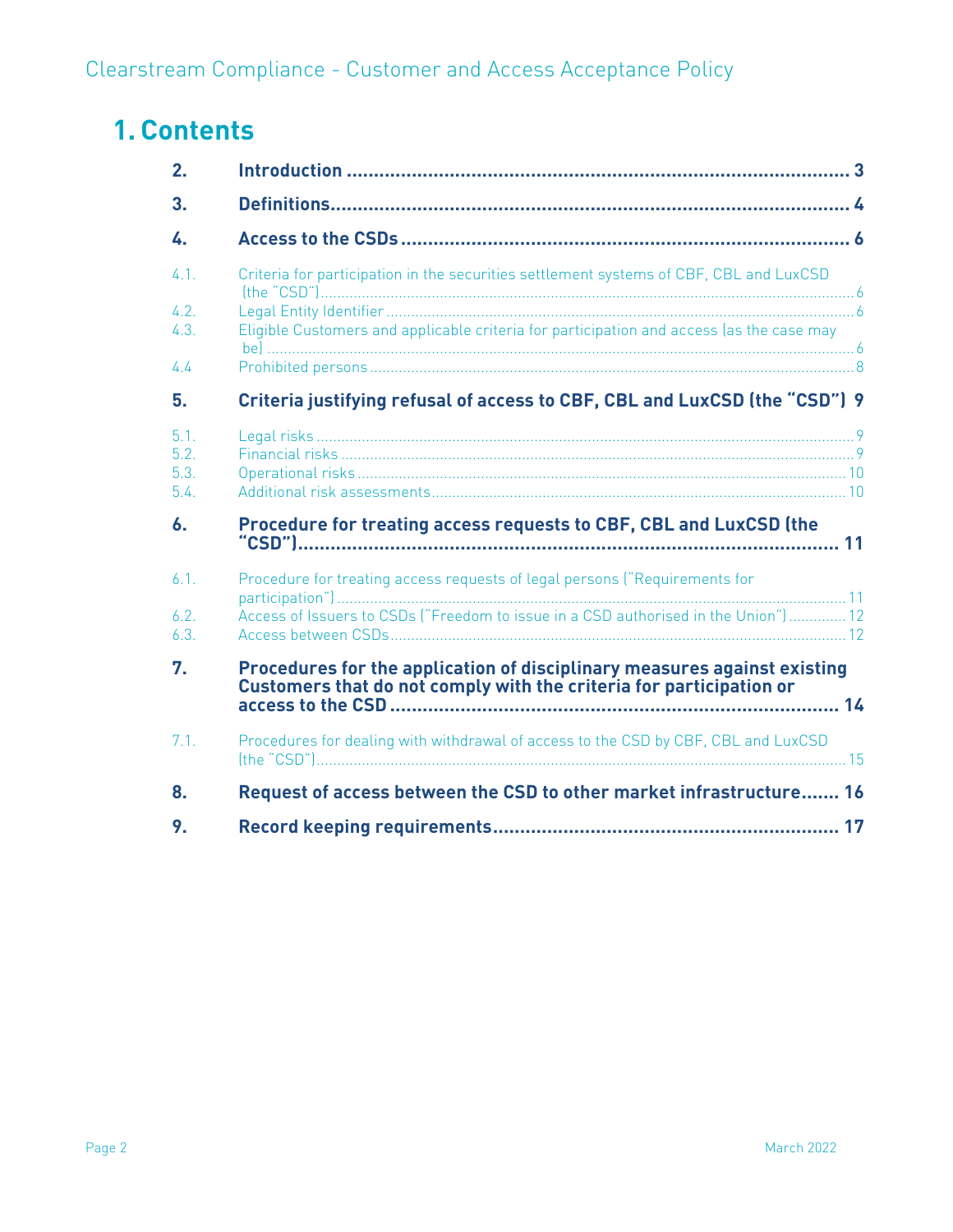# 1. Contents

| | | |
|---|---|---|
| **2.** | **Introduction** | **3** |
| **3.** | **Definitions** | **4** |
| **4.** | **Access to the CSDs** | **6** |
| 4.1. | Criteria for participation in the securities settlement systems of CBF, CBL and LuxCSD (the "CSD") | 6 |
| 4.2. | Legal Entity Identifier | 6 |
| 4.3. | Eligible Customers and applicable criteria for participation and access (as the case may be) | 6 |
| 4.4 | Prohibited persons | 8 |
| **5.** | **Criteria justifying refusal of access to CBF, CBL and LuxCSD (the "CSD")** | **9** |
| 5.1. | Legal risks | 9 |
| 5.2. | Financial risks | 9 |
| 5.3. | Operational risks | 10 |
| 5.4. | Additional risk assessments | 10 |
| **6.** | **Procedure for treating access requests to CBF, CBL and LuxCSD (the "CSD")** | **11** |
| 6.1. | Procedure for treating access requests of legal persons ("Requirements for participation") | 11 |
| 6.2. | Access of Issuers to CSDs ("Freedom to issue in a CSD authorised in the Union") | 12 |
| 6.3. | Access between CSDs | 12 |
| **7.** | **Procedures for the application of disciplinary measures against existing Customers that do not comply with the criteria for participation or access to the CSD** | **14** |
| 7.1. | Procedures for dealing with withdrawal of access to the CSD by CBF, CBL and LuxCSD (the "CSD") | 15 |
| **8.** | **Request of access between the CSD to other market infrastructure** | **16** |
| **9.** | **Record keeping requirements** | **17** |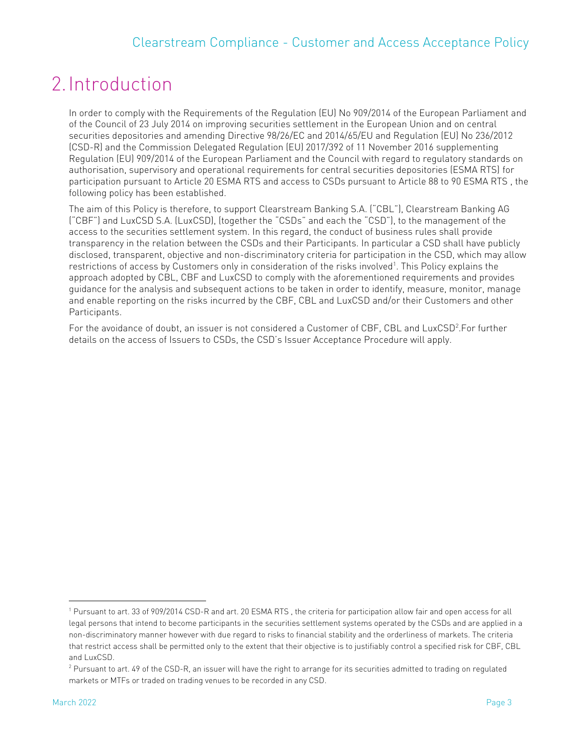# 2. Introduction

In order to comply with the Requirements of the Regulation (EU) No 909/2014 of the European Parliament and of the Council of 23 July 2014 on improving securities settlement in the European Union and on central securities depositories and amending Directive 98/26/EC and 2014/65/EU and Regulation (EU) No 236/2012 (CSD-R) and the Commission Delegated Regulation (EU) 2017/392 of 11 November 2016 supplementing Regulation (EU) 909/2014 of the European Parliament and the Council with regard to regulatory standards on authorisation, supervisory and operational requirements for central securities depositories (ESMA RTS) for participation pursuant to Article 20 ESMA RTS and access to CSDs pursuant to Article 88 to 90 ESMA RTS , the following policy has been established.

The aim of this Policy is therefore, to support Clearstream Banking S.A. ("CBL"), Clearstream Banking AG ("CBF") and LuxCSD S.A. (LuxCSD), (together the "CSDs" and each the "CSD"), to the management of the access to the securities settlement system. In this regard, the conduct of business rules shall provide transparency in the relation between the CSDs and their Participants. In particular a CSD shall have publicly disclosed, transparent, objective and non-discriminatory criteria for participation in the CSD, which may allow restrictions of access by Customers only in consideration of the risks involved[1]. This Policy explains the approach adopted by CBL, CBF and LuxCSD to comply with the aforementioned requirements and provides guidance for the analysis and subsequent actions to be taken in order to identify, measure, monitor, manage and enable reporting on the risks incurred by the CBF, CBL and LuxCSD and/or their Customers and other Participants.

For the avoidance of doubt, an issuer is not considered a Customer of CBF, CBL and LuxCSD[2].For further details on the access of Issuers to CSDs, the CSD's Issuer Acceptance Procedure will apply.

---

[1] Pursuant to art. 33 of 909/2014 CSD-R and art. 20 ESMA RTS , the criteria for participation allow fair and open access for all legal persons that intend to become participants in the securities settlement systems operated by the CSDs and are applied in a non-discriminatory manner however with due regard to risks to financial stability and the orderliness of markets. The criteria that restrict access shall be permitted only to the extent that their objective is to justifiably control a specified risk for CBF, CBL and LuxCSD.

[2] Pursuant to art. 49 of the CSD-R, an issuer will have the right to arrange for its securities admitted to trading on regulated markets or MTFs or traded on trading venues to be recorded in any CSD.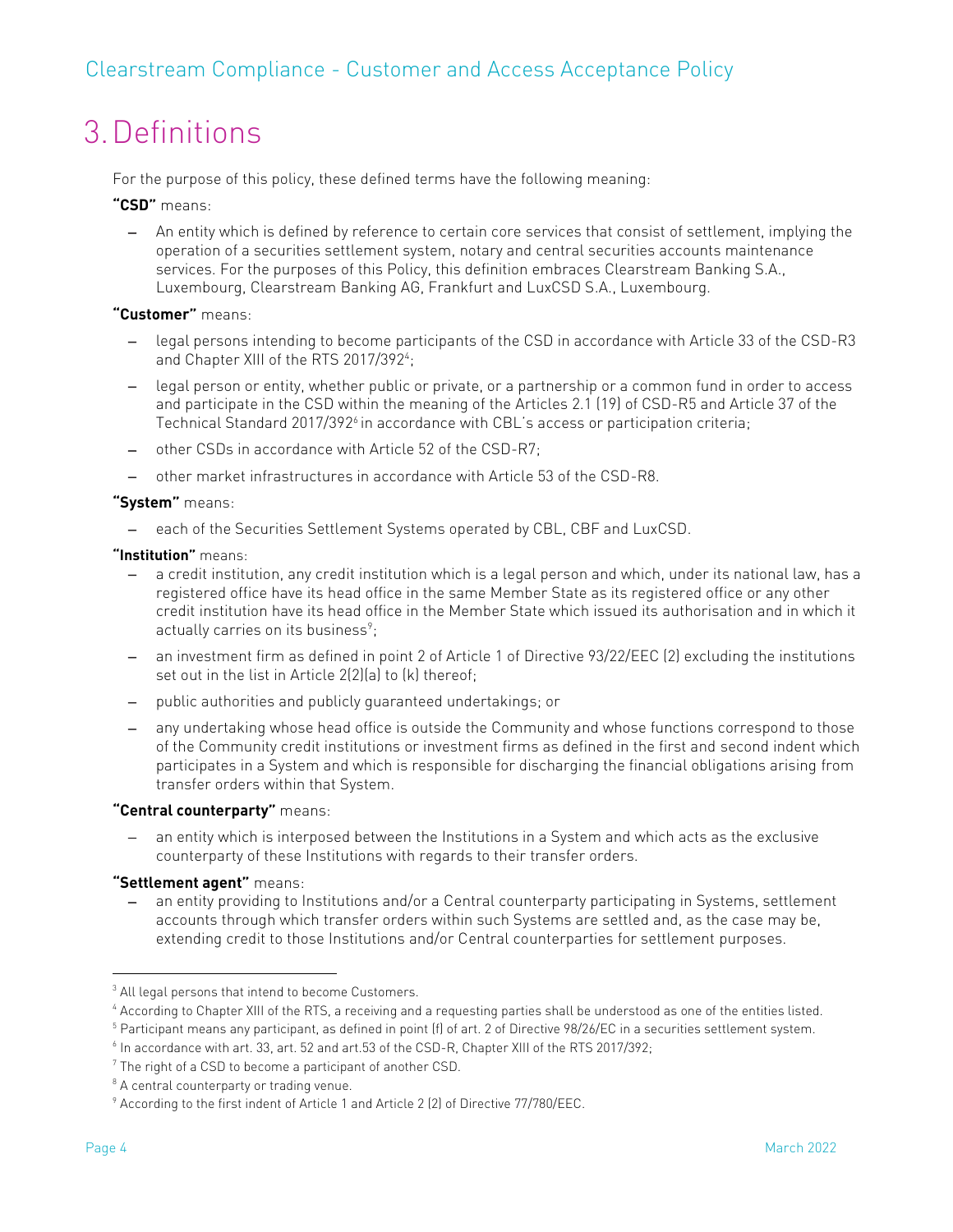# 3. Definitions

For the purpose of this policy, these defined terms have the following meaning:

**"CSD"** means:

- An entity which is defined by reference to certain core services that consist of settlement, implying the operation of a securities settlement system, notary and central securities accounts maintenance services. For the purposes of this Policy, this definition embraces Clearstream Banking S.A., Luxembourg, Clearstream Banking AG, Frankfurt and LuxCSD S.A., Luxembourg.

**"Customer"** means:

- legal persons intending to become participants of the CSD in accordance with Article 33 of the CSD-R[3] and Chapter XIII of the RTS 2017/392[4];
- legal person or entity, whether public or private, or a partnership or a common fund in order to access and participate in the CSD within the meaning of the Articles 2.1 (19) of CSD-R[5] and Article 37 of the Technical Standard 2017/392[6] in accordance with CBL's access or participation criteria;
- other CSDs in accordance with Article 52 of the CSD-R[7];
- other market infrastructures in accordance with Article 53 of the CSD-R[8].

**"System"** means:

- each of the Securities Settlement Systems operated by CBL, CBF and LuxCSD.

**"Institution"** means:

- a credit institution, any credit institution which is a legal person and which, under its national law, has a registered office have its head office in the same Member State as its registered office or any other credit institution have its head office in the Member State which issued its authorisation and in which it actually carries on its business[9];
- an investment firm as defined in point 2 of Article 1 of Directive 93/22/EEC (2) excluding the institutions set out in the list in Article 2(2)(a) to (k) thereof;
- public authorities and publicly guaranteed undertakings; or
- any undertaking whose head office is outside the Community and whose functions correspond to those of the Community credit institutions or investment firms as defined in the first and second indent which participates in a System and which is responsible for discharging the financial obligations arising from transfer orders within that System.

**"Central counterparty"** means:

- an entity which is interposed between the Institutions in a System and which acts as the exclusive counterparty of these Institutions with regards to their transfer orders.

**"Settlement agent"** means:

- an entity providing to Institutions and/or a Central counterparty participating in Systems, settlement accounts through which transfer orders within such Systems are settled and, as the case may be, extending credit to those Institutions and/or Central counterparties for settlement purposes.

---

[3] All legal persons that intend to become Customers.

[4] According to Chapter XIII of the RTS, a receiving and a requesting parties shall be understood as one of the entities listed.

[5] Participant means any participant, as defined in point (f) of art. 2 of Directive 98/26/EC in a securities settlement system.

[6] In accordance with art. 33, art. 52 and art.53 of the CSD-R, Chapter XIII of the RTS 2017/392;

[7] The right of a CSD to become a participant of another CSD.

[8] A central counterparty or trading venue.

[9] According to the first indent of Article 1 and Article 2 (2) of Directive 77/780/EEC.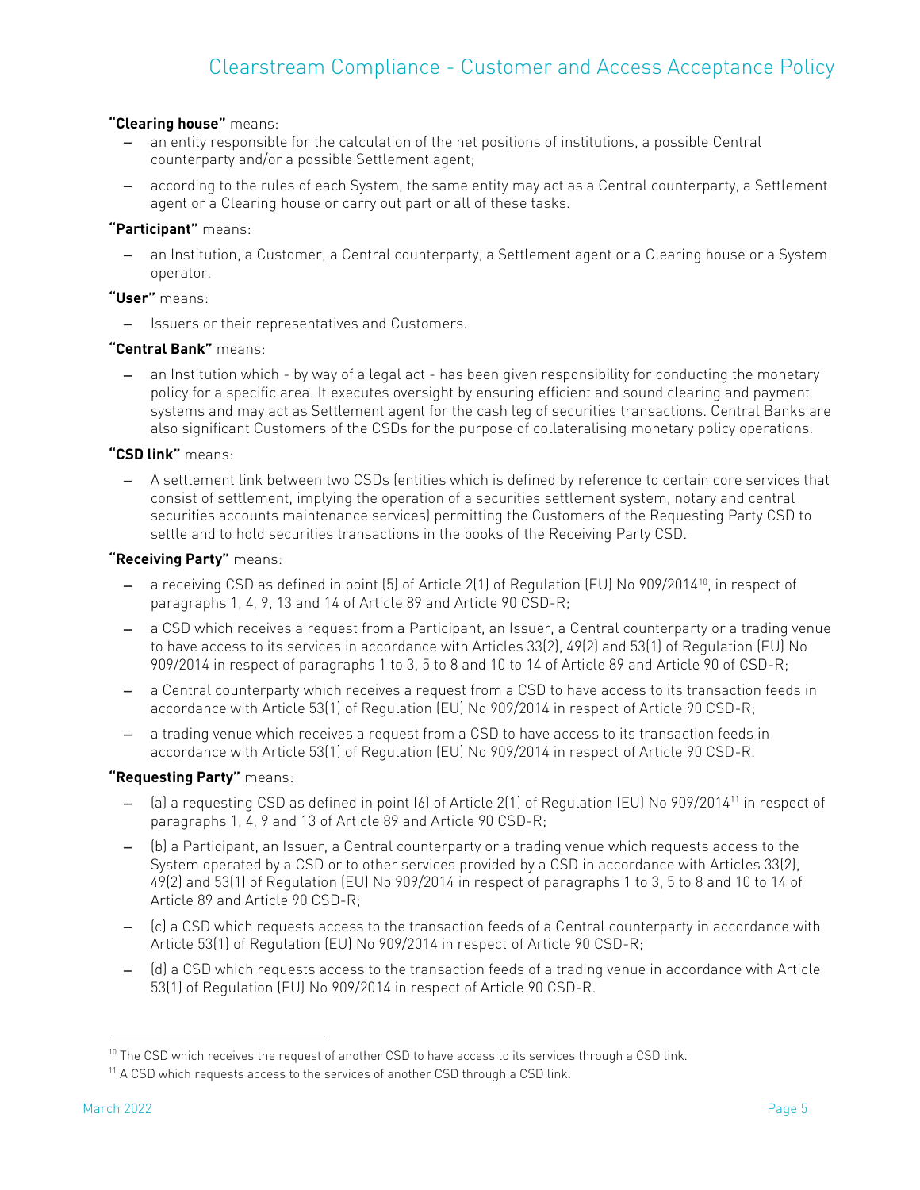**"Clearing house"** means:

- an entity responsible for the calculation of the net positions of institutions, a possible Central counterparty and/or a possible Settlement agent;
- according to the rules of each System, the same entity may act as a Central counterparty, a Settlement agent or a Clearing house or carry out part or all of these tasks.

**"Participant"** means:

- an Institution, a Customer, a Central counterparty, a Settlement agent or a Clearing house or a System operator.

**"User"** means:

- Issuers or their representatives and Customers.

**"Central Bank"** means:

- an Institution which - by way of a legal act - has been given responsibility for conducting the monetary policy for a specific area. It executes oversight by ensuring efficient and sound clearing and payment systems and may act as Settlement agent for the cash leg of securities transactions. Central Banks are also significant Customers of the CSDs for the purpose of collateralising monetary policy operations.

**"CSD link"** means:

- A settlement link between two CSDs (entities which is defined by reference to certain core services that consist of settlement, implying the operation of a securities settlement system, notary and central securities accounts maintenance services) permitting the Customers of the Requesting Party CSD to settle and to hold securities transactions in the books of the Receiving Party CSD.

**"Receiving Party"** means:

- a receiving CSD as defined in point (5) of Article 2(1) of Regulation (EU) No 909/2014[10], in respect of paragraphs 1, 4, 9, 13 and 14 of Article 89 and Article 90 CSD-R;
- a CSD which receives a request from a Participant, an Issuer, a Central counterparty or a trading venue to have access to its services in accordance with Articles 33(2), 49(2) and 53(1) of Regulation (EU) No 909/2014 in respect of paragraphs 1 to 3, 5 to 8 and 10 to 14 of Article 89 and Article 90 of CSD-R;
- a Central counterparty which receives a request from a CSD to have access to its transaction feeds in accordance with Article 53(1) of Regulation (EU) No 909/2014 in respect of Article 90 CSD-R;
- a trading venue which receives a request from a CSD to have access to its transaction feeds in accordance with Article 53(1) of Regulation (EU) No 909/2014 in respect of Article 90 CSD-R.

**"Requesting Party"** means:

- (a) a requesting CSD as defined in point (6) of Article 2(1) of Regulation (EU) No 909/2014[11] in respect of paragraphs 1, 4, 9 and 13 of Article 89 and Article 90 CSD-R;
- (b) a Participant, an Issuer, a Central counterparty or a trading venue which requests access to the System operated by a CSD or to other services provided by a CSD in accordance with Articles 33(2), 49(2) and 53(1) of Regulation (EU) No 909/2014 in respect of paragraphs 1 to 3, 5 to 8 and 10 to 14 of Article 89 and Article 90 CSD-R;
- (c) a CSD which requests access to the transaction feeds of a Central counterparty in accordance with Article 53(1) of Regulation (EU) No 909/2014 in respect of Article 90 CSD-R;
- (d) a CSD which requests access to the transaction feeds of a trading venue in accordance with Article 53(1) of Regulation (EU) No 909/2014 in respect of Article 90 CSD-R.

---

[10] The CSD which receives the request of another CSD to have access to its services through a CSD link.

[11] A CSD which requests access to the services of another CSD through a CSD link.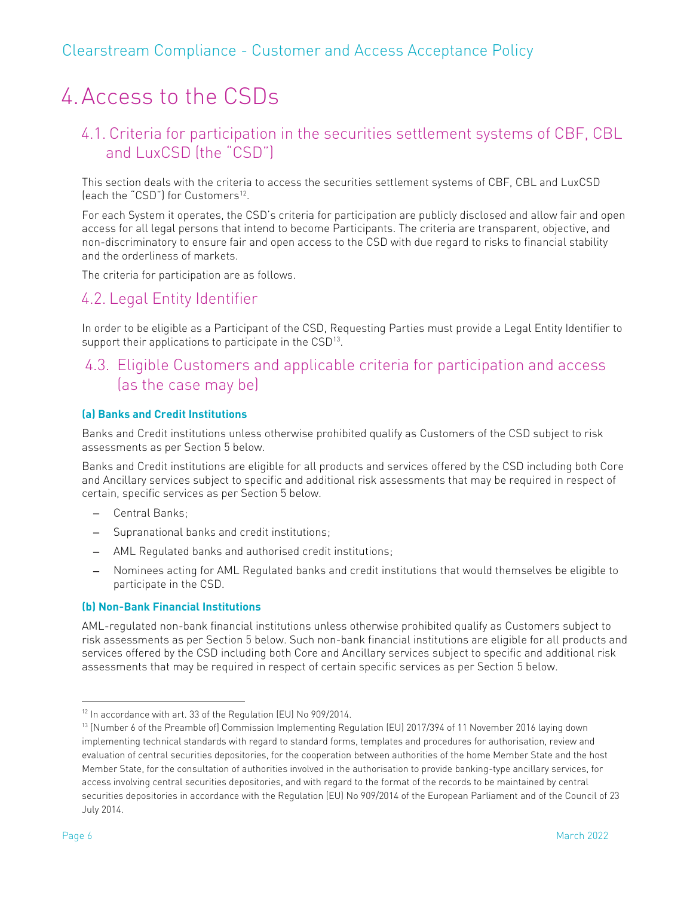# 4. Access to the CSDs

## 4.1. Criteria for participation in the securities settlement systems of CBF, CBL and LuxCSD (the "CSD")

This section deals with the criteria to access the securities settlement systems of CBF, CBL and LuxCSD (each the "CSD") for Customers[12].

For each System it operates, the CSD's criteria for participation are publicly disclosed and allow fair and open access for all legal persons that intend to become Participants. The criteria are transparent, objective, and non-discriminatory to ensure fair and open access to the CSD with due regard to risks to financial stability and the orderliness of markets.

The criteria for participation are as follows.

## 4.2. Legal Entity Identifier

In order to be eligible as a Participant of the CSD, Requesting Parties must provide a Legal Entity Identifier to support their applications to participate in the CSD[13].

## 4.3. Eligible Customers and applicable criteria for participation and access (as the case may be)

**(a) Banks and Credit Institutions**

Banks and Credit institutions unless otherwise prohibited qualify as Customers of the CSD subject to risk assessments as per Section 5 below.

Banks and Credit institutions are eligible for all products and services offered by the CSD including both Core and Ancillary services subject to specific and additional risk assessments that may be required in respect of certain, specific services as per Section 5 below.

- Central Banks;
- Supranational banks and credit institutions;
- AML Regulated banks and authorised credit institutions;
- Nominees acting for AML Regulated banks and credit institutions that would themselves be eligible to participate in the CSD.

**(b) Non-Bank Financial Institutions**

AML-regulated non-bank financial institutions unless otherwise prohibited qualify as Customers subject to risk assessments as per Section 5 below. Such non-bank financial institutions are eligible for all products and services offered by the CSD including both Core and Ancillary services subject to specific and additional risk assessments that may be required in respect of certain specific services as per Section 5 below.

---

[12] In accordance with art. 33 of the Regulation (EU) No 909/2014.

[13] [Number 6 of the Preamble of] Commission Implementing Regulation (EU) 2017/394 of 11 November 2016 laying down implementing technical standards with regard to standard forms, templates and procedures for authorisation, review and evaluation of central securities depositories, for the cooperation between authorities of the home Member State and the host Member State, for the consultation of authorities involved in the authorisation to provide banking-type ancillary services, for access involving central securities depositories, and with regard to the format of the records to be maintained by central securities depositories in accordance with the Regulation (EU) No 909/2014 of the European Parliament and of the Council of 23 July 2014.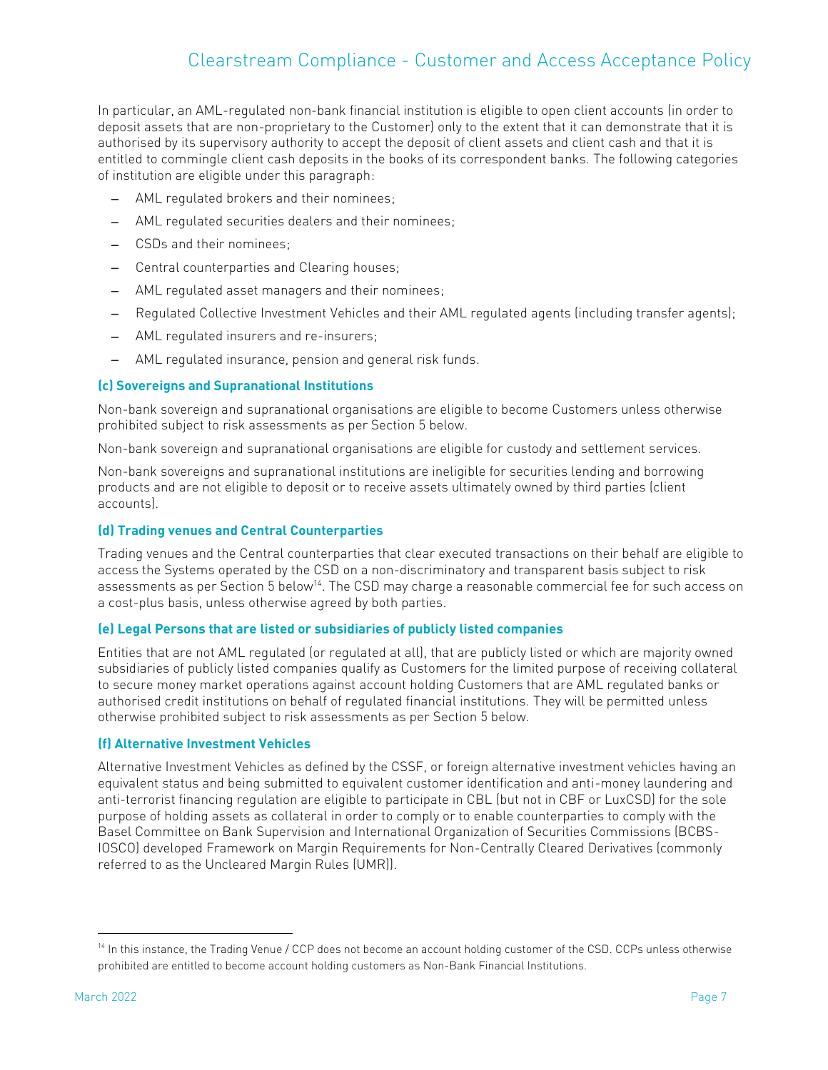In particular, an AML-regulated non-bank financial institution is eligible to open client accounts (in order to deposit assets that are non-proprietary to the Customer) only to the extent that it can demonstrate that it is authorised by its supervisory authority to accept the deposit of client assets and client cash and that it is entitled to commingle client cash deposits in the books of its correspondent banks. The following categories of institution are eligible under this paragraph:

- AML regulated brokers and their nominees;
- AML regulated securities dealers and their nominees;
- CSDs and their nominees;
- Central counterparties and Clearing houses;
- AML regulated asset managers and their nominees;
- Regulated Collective Investment Vehicles and their AML regulated agents (including transfer agents);
- AML regulated insurers and re-insurers;
- AML regulated insurance, pension and general risk funds.

#### (c) Sovereigns and Supranational Institutions

Non-bank sovereign and supranational organisations are eligible to become Customers unless otherwise prohibited subject to risk assessments as per Section 5 below.

Non-bank sovereign and supranational organisations are eligible for custody and settlement services.

Non-bank sovereigns and supranational institutions are ineligible for securities lending and borrowing products and are not eligible to deposit or to receive assets ultimately owned by third parties (client accounts).

#### (d) Trading venues and Central Counterparties

Trading venues and the Central counterparties that clear executed transactions on their behalf are eligible to access the Systems operated by the CSD on a non-discriminatory and transparent basis subject to risk assessments as per Section 5 below[14]. The CSD may charge a reasonable commercial fee for such access on a cost-plus basis, unless otherwise agreed by both parties.

#### (e) Legal Persons that are listed or subsidiaries of publicly listed companies

Entities that are not AML regulated (or regulated at all), that are publicly listed or which are majority owned subsidiaries of publicly listed companies qualify as Customers for the limited purpose of receiving collateral to secure money market operations against account holding Customers that are AML regulated banks or authorised credit institutions on behalf of regulated financial institutions. They will be permitted unless otherwise prohibited subject to risk assessments as per Section 5 below.

#### (f) Alternative Investment Vehicles

Alternative Investment Vehicles as defined by the CSSF, or foreign alternative investment vehicles having an equivalent status and being submitted to equivalent customer identification and anti-money laundering and anti-terrorist financing regulation are eligible to participate in CBL (but not in CBF or LuxCSD) for the sole purpose of holding assets as collateral in order to comply or to enable counterparties to comply with the Basel Committee on Bank Supervision and International Organization of Securities Commissions (BCBS-IOSCO) developed Framework on Margin Requirements for Non-Centrally Cleared Derivatives (commonly referred to as the Uncleared Margin Rules (UMR)).

---

[14] In this instance, the Trading Venue / CCP does not become an account holding customer of the CSD. CCPs unless otherwise prohibited are entitled to become account holding customers as Non-Bank Financial Institutions.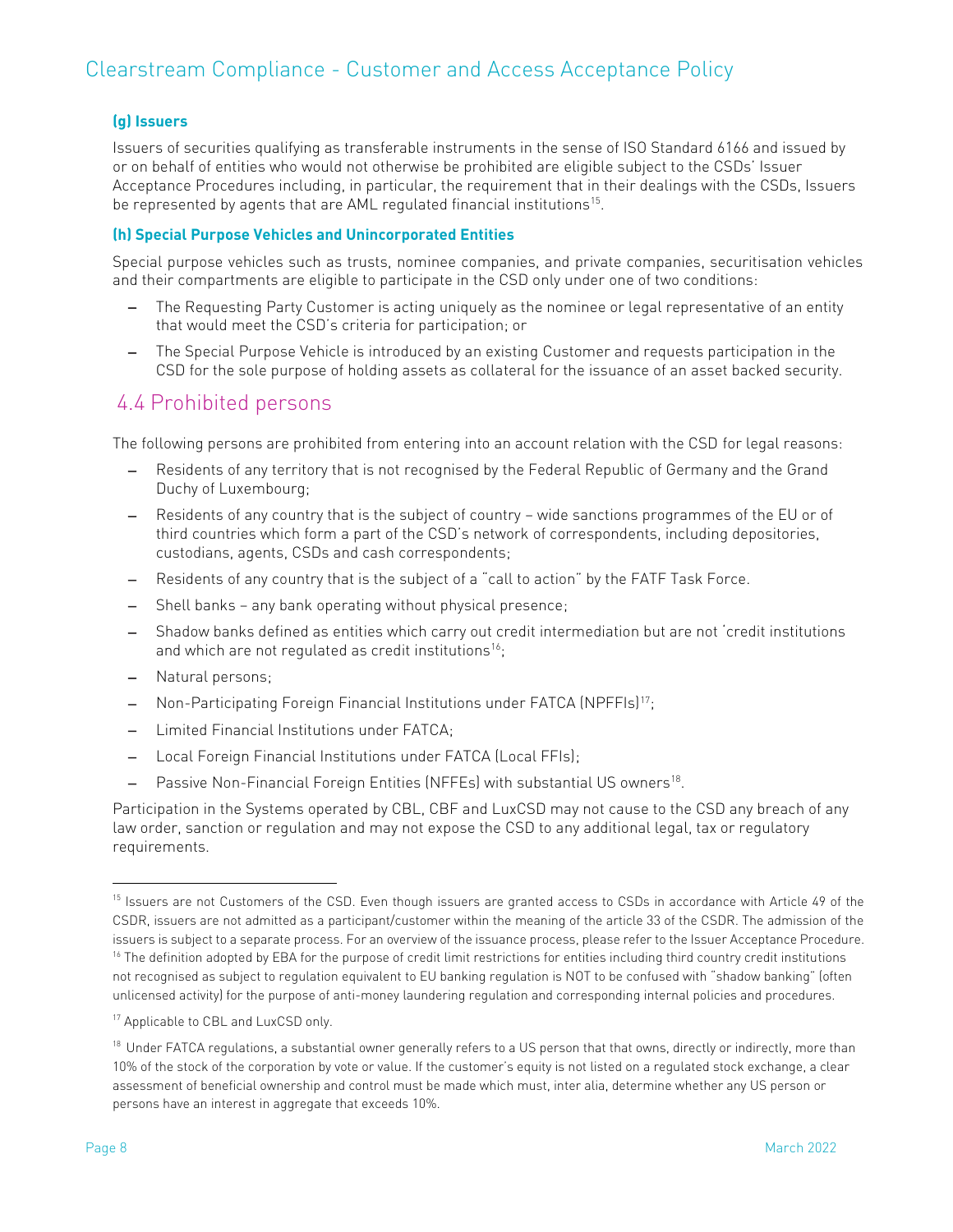#### (g) Issuers

Issuers of securities qualifying as transferable instruments in the sense of ISO Standard 6166 and issued by or on behalf of entities who would not otherwise be prohibited are eligible subject to the CSDs' Issuer Acceptance Procedures including, in particular, the requirement that in their dealings with the CSDs, Issuers be represented by agents that are AML regulated financial institutions[15].

#### (h) Special Purpose Vehicles and Unincorporated Entities

Special purpose vehicles such as trusts, nominee companies, and private companies, securitisation vehicles and their compartments are eligible to participate in the CSD only under one of two conditions:

- The Requesting Party Customer is acting uniquely as the nominee or legal representative of an entity that would meet the CSD's criteria for participation; or
- The Special Purpose Vehicle is introduced by an existing Customer and requests participation in the CSD for the sole purpose of holding assets as collateral for the issuance of an asset backed security.

## 4.4 Prohibited persons

The following persons are prohibited from entering into an account relation with the CSD for legal reasons:

- Residents of any territory that is not recognised by the Federal Republic of Germany and the Grand Duchy of Luxembourg;
- Residents of any country that is the subject of country – wide sanctions programmes of the EU or of third countries which form a part of the CSD's network of correspondents, including depositories, custodians, agents, CSDs and cash correspondents;
- Residents of any country that is the subject of a "call to action" by the FATF Task Force.
- Shell banks – any bank operating without physical presence;
- Shadow banks defined as entities which carry out credit intermediation but are not 'credit institutions and which are not regulated as credit institutions[16];
- Natural persons;
- Non-Participating Foreign Financial Institutions under FATCA (NPFFIs)[17];
- Limited Financial Institutions under FATCA;
- Local Foreign Financial Institutions under FATCA (Local FFIs);
- Passive Non-Financial Foreign Entities (NFFEs) with substantial US owners[18].

Participation in the Systems operated by CBL, CBF and LuxCSD may not cause to the CSD any breach of any law order, sanction or regulation and may not expose the CSD to any additional legal, tax or regulatory requirements.

---

[15] Issuers are not Customers of the CSD. Even though issuers are granted access to CSDs in accordance with Article 49 of the CSDR, issuers are not admitted as a participant/customer within the meaning of the article 33 of the CSDR. The admission of the issuers is subject to a separate process. For an overview of the issuance process, please refer to the Issuer Acceptance Procedure.

[16] The definition adopted by EBA for the purpose of credit limit restrictions for entities including third country credit institutions not recognised as subject to regulation equivalent to EU banking regulation is NOT to be confused with "shadow banking" (often unlicensed activity) for the purpose of anti-money laundering regulation and corresponding internal policies and procedures.

[17] Applicable to CBL and LuxCSD only.

[18] Under FATCA regulations, a substantial owner generally refers to a US person that that owns, directly or indirectly, more than 10% of the stock of the corporation by vote or value. If the customer's equity is not listed on a regulated stock exchange, a clear assessment of beneficial ownership and control must be made which must, inter alia, determine whether any US person or persons have an interest in aggregate that exceeds 10%.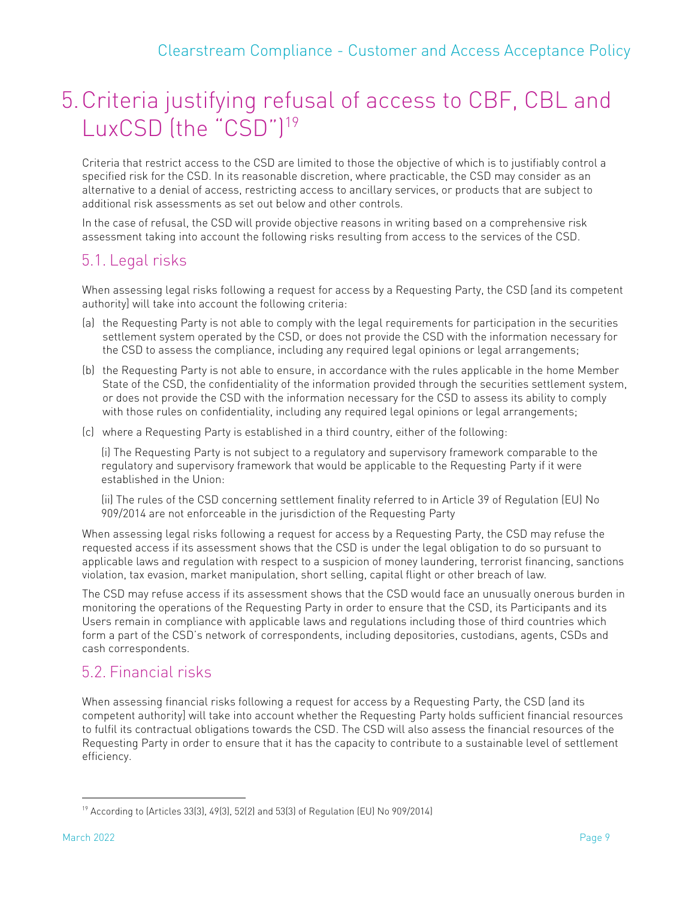# 5. Criteria justifying refusal of access to CBF, CBL and LuxCSD (the "CSD")[19]

Criteria that restrict access to the CSD are limited to those the objective of which is to justifiably control a specified risk for the CSD. In its reasonable discretion, where practicable, the CSD may consider as an alternative to a denial of access, restricting access to ancillary services, or products that are subject to additional risk assessments as set out below and other controls.

In the case of refusal, the CSD will provide objective reasons in writing based on a comprehensive risk assessment taking into account the following risks resulting from access to the services of the CSD.

## 5.1. Legal risks

When assessing legal risks following a request for access by a Requesting Party, the CSD [and its competent authority] will take into account the following criteria:

(a) the Requesting Party is not able to comply with the legal requirements for participation in the securities settlement system operated by the CSD, or does not provide the CSD with the information necessary for the CSD to assess the compliance, including any required legal opinions or legal arrangements;

(b) the Requesting Party is not able to ensure, in accordance with the rules applicable in the home Member State of the CSD, the confidentiality of the information provided through the securities settlement system, or does not provide the CSD with the information necessary for the CSD to assess its ability to comply with those rules on confidentiality, including any required legal opinions or legal arrangements;

(c) where a Requesting Party is established in a third country, either of the following:

(i) The Requesting Party is not subject to a regulatory and supervisory framework comparable to the regulatory and supervisory framework that would be applicable to the Requesting Party if it were established in the Union:

(ii) The rules of the CSD concerning settlement finality referred to in Article 39 of Regulation (EU) No 909/2014 are not enforceable in the jurisdiction of the Requesting Party

When assessing legal risks following a request for access by a Requesting Party, the CSD may refuse the requested access if its assessment shows that the CSD is under the legal obligation to do so pursuant to applicable laws and regulation with respect to a suspicion of money laundering, terrorist financing, sanctions violation, tax evasion, market manipulation, short selling, capital flight or other breach of law.

The CSD may refuse access if its assessment shows that the CSD would face an unusually onerous burden in monitoring the operations of the Requesting Party in order to ensure that the CSD, its Participants and its Users remain in compliance with applicable laws and regulations including those of third countries which form a part of the CSD's network of correspondents, including depositories, custodians, agents, CSDs and cash correspondents.

## 5.2. Financial risks

When assessing financial risks following a request for access by a Requesting Party, the CSD (and its competent authority) will take into account whether the Requesting Party holds sufficient financial resources to fulfil its contractual obligations towards the CSD. The CSD will also assess the financial resources of the Requesting Party in order to ensure that it has the capacity to contribute to a sustainable level of settlement efficiency.

[19] According to (Articles 33(3), 49(3), 52(2) and 53(3) of Regulation (EU) No 909/2014)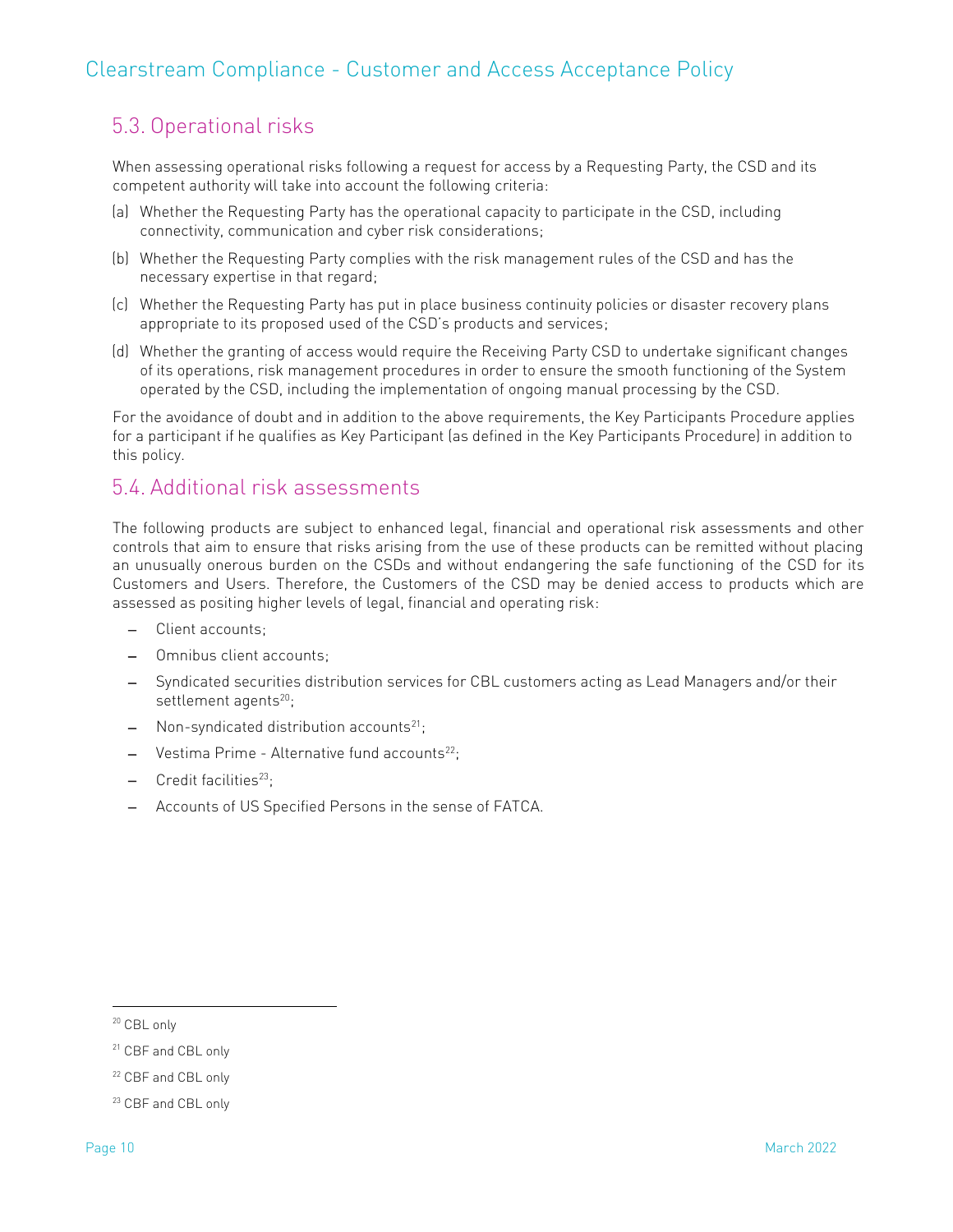## 5.3. Operational risks

When assessing operational risks following a request for access by a Requesting Party, the CSD and its competent authority will take into account the following criteria:

(a) Whether the Requesting Party has the operational capacity to participate in the CSD, including connectivity, communication and cyber risk considerations;

(b) Whether the Requesting Party complies with the risk management rules of the CSD and has the necessary expertise in that regard;

(c) Whether the Requesting Party has put in place business continuity policies or disaster recovery plans appropriate to its proposed used of the CSD's products and services;

(d) Whether the granting of access would require the Receiving Party CSD to undertake significant changes of its operations, risk management procedures in order to ensure the smooth functioning of the System operated by the CSD, including the implementation of ongoing manual processing by the CSD.

For the avoidance of doubt and in addition to the above requirements, the Key Participants Procedure applies for a participant if he qualifies as Key Participant (as defined in the Key Participants Procedure) in addition to this policy.

## 5.4. Additional risk assessments

The following products are subject to enhanced legal, financial and operational risk assessments and other controls that aim to ensure that risks arising from the use of these products can be remitted without placing an unusually onerous burden on the CSDs and without endangering the safe functioning of the CSD for its Customers and Users. Therefore, the Customers of the CSD may be denied access to products which are assessed as positing higher levels of legal, financial and operating risk:

- Client accounts;
- Omnibus client accounts;
- Syndicated securities distribution services for CBL customers acting as Lead Managers and/or their settlement agents[20];
- Non-syndicated distribution accounts[21];
- Vestima Prime - Alternative fund accounts[22];
- Credit facilities[23];
- Accounts of US Specified Persons in the sense of FATCA.

[20] CBL only

[21] CBF and CBL only

[22] CBF and CBL only

[23] CBF and CBL only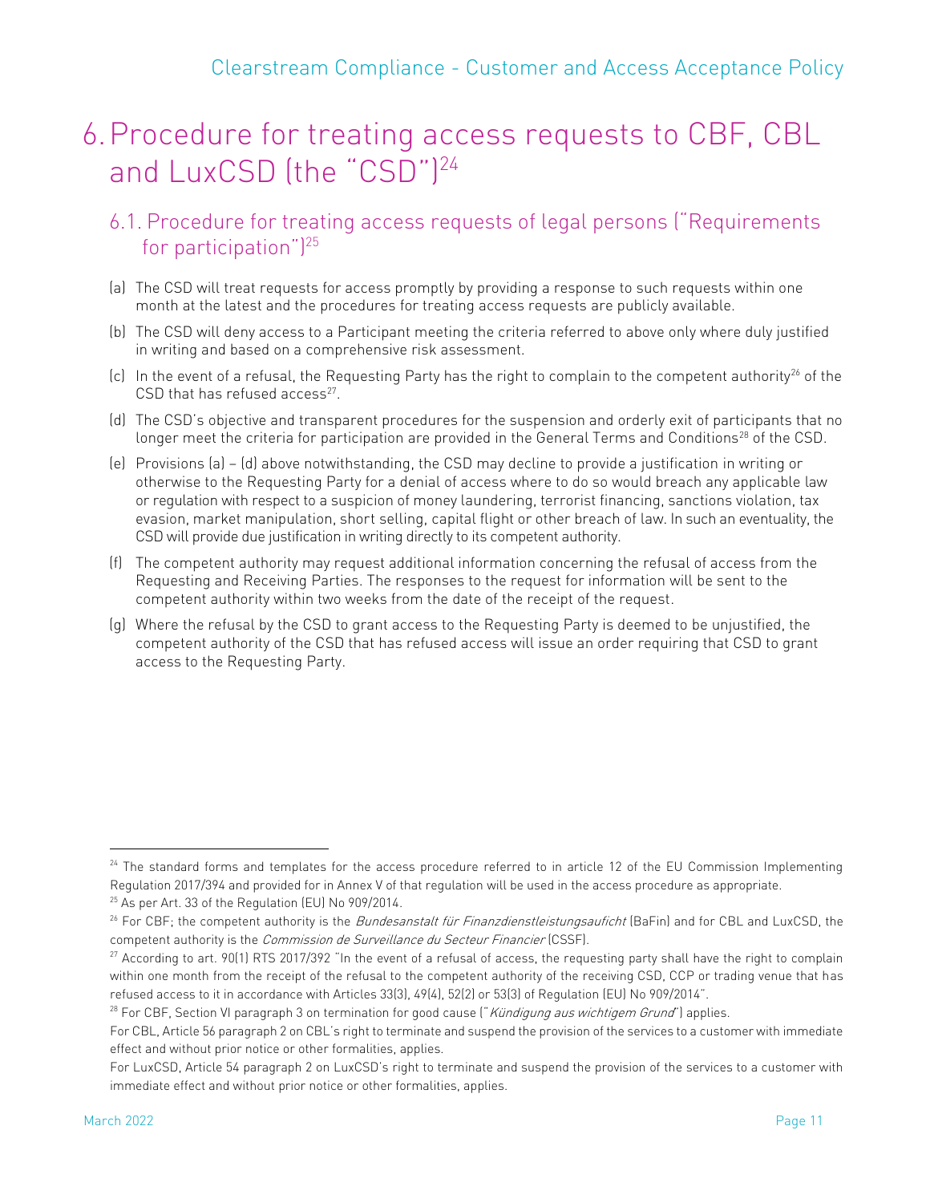# 6. Procedure for treating access requests to CBF, CBL and LuxCSD (the "CSD")[24]

## 6.1. Procedure for treating access requests of legal persons ("Requirements for participation")[25]

(a) The CSD will treat requests for access promptly by providing a response to such requests within one month at the latest and the procedures for treating access requests are publicly available.

(b) The CSD will deny access to a Participant meeting the criteria referred to above only where duly justified in writing and based on a comprehensive risk assessment.

(c) In the event of a refusal, the Requesting Party has the right to complain to the competent authority[26] of the CSD that has refused access[27].

(d) The CSD's objective and transparent procedures for the suspension and orderly exit of participants that no longer meet the criteria for participation are provided in the General Terms and Conditions[28] of the CSD.

(e) Provisions (a) – (d) above notwithstanding, the CSD may decline to provide a justification in writing or otherwise to the Requesting Party for a denial of access where to do so would breach any applicable law or regulation with respect to a suspicion of money laundering, terrorist financing, sanctions violation, tax evasion, market manipulation, short selling, capital flight or other breach of law. In such an eventuality, the CSD will provide due justification in writing directly to its competent authority.

(f) The competent authority may request additional information concerning the refusal of access from the Requesting and Receiving Parties. The responses to the request for information will be sent to the competent authority within two weeks from the date of the receipt of the request.

(g) Where the refusal by the CSD to grant access to the Requesting Party is deemed to be unjustified, the competent authority of the CSD that has refused access will issue an order requiring that CSD to grant access to the Requesting Party.

---

[24] The standard forms and templates for the access procedure referred to in article 12 of the EU Commission Implementing Regulation 2017/394 and provided for in Annex V of that regulation will be used in the access procedure as appropriate.

[25] As per Art. 33 of the Regulation (EU) No 909/2014.

[26] For CBF; the competent authority is the *Bundesanstalt für Finanzdienstleistungsaufsicht* (BaFin) and for CBL and LuxCSD, the competent authority is the *Commission de Surveillance du Secteur Financier* (CSSF).

[27] According to art. 90(1) RTS 2017/392 "In the event of a refusal of access, the requesting party shall have the right to complain within one month from the receipt of the refusal to the competent authority of the receiving CSD, CCP or trading venue that has refused access to it in accordance with Articles 33(3), 49(4), 52(2) or 53(3) of Regulation (EU) No 909/2014".

[28] For CBF, Section VI paragraph 3 on termination for good cause ("*Kündigung aus wichtigem Grund*") applies.

For CBL, Article 56 paragraph 2 on CBL's right to terminate and suspend the provision of the services to a customer with immediate effect and without prior notice or other formalities, applies.

For LuxCSD, Article 54 paragraph 2 on LuxCSD's right to terminate and suspend the provision of the services to a customer with immediate effect and without prior notice or other formalities, applies.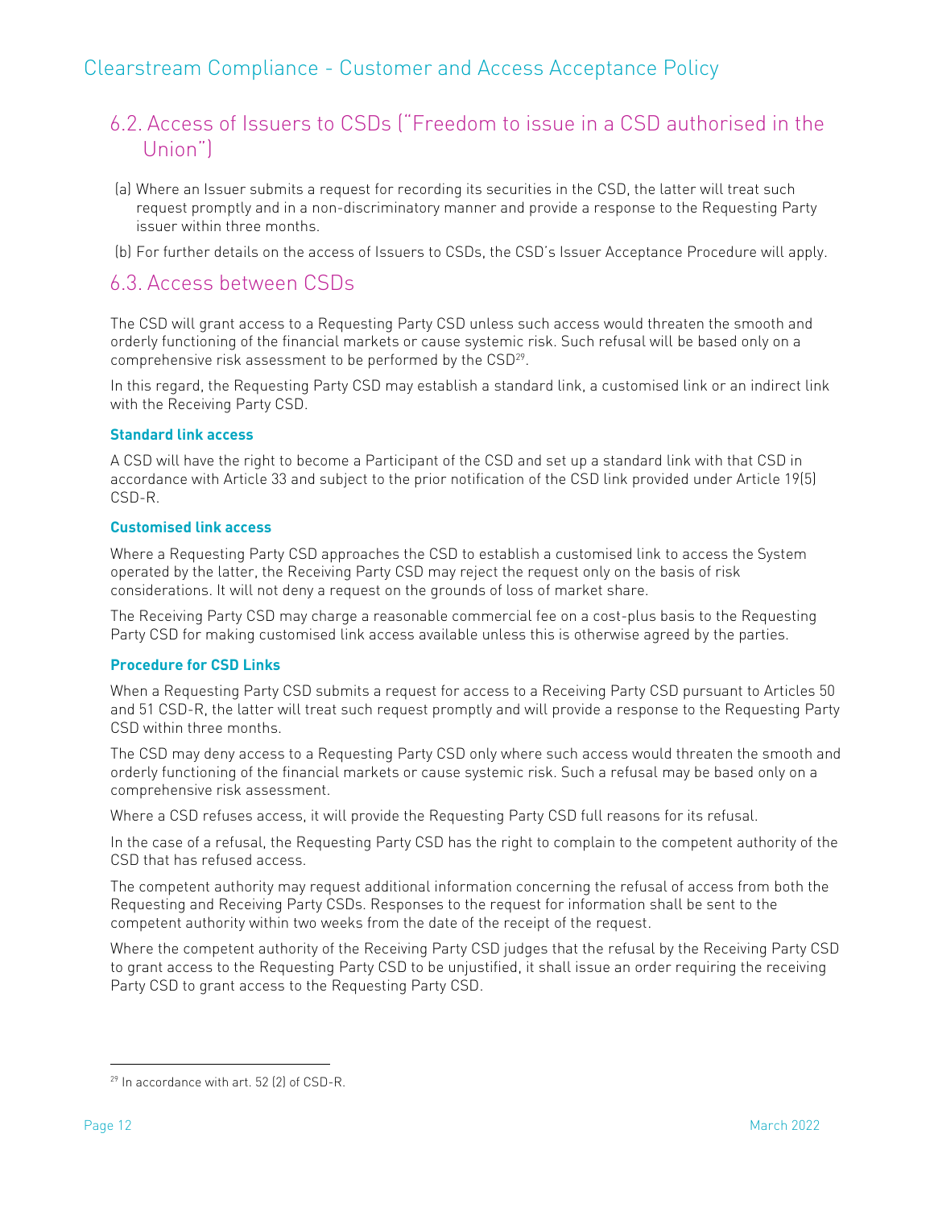## 6.2. Access of Issuers to CSDs ("Freedom to issue in a CSD authorised in the Union")

(a) Where an Issuer submits a request for recording its securities in the CSD, the latter will treat such request promptly and in a non-discriminatory manner and provide a response to the Requesting Party issuer within three months.

(b) For further details on the access of Issuers to CSDs, the CSD's Issuer Acceptance Procedure will apply.

## 6.3. Access between CSDs

The CSD will grant access to a Requesting Party CSD unless such access would threaten the smooth and orderly functioning of the financial markets or cause systemic risk. Such refusal will be based only on a comprehensive risk assessment to be performed by the CSD[29].

In this regard, the Requesting Party CSD may establish a standard link, a customised link or an indirect link with the Receiving Party CSD.

**Standard link access**

A CSD will have the right to become a Participant of the CSD and set up a standard link with that CSD in accordance with Article 33 and subject to the prior notification of the CSD link provided under Article 19(5) CSD-R.

**Customised link access**

Where a Requesting Party CSD approaches the CSD to establish a customised link to access the System operated by the latter, the Receiving Party CSD may reject the request only on the basis of risk considerations. It will not deny a request on the grounds of loss of market share.

The Receiving Party CSD may charge a reasonable commercial fee on a cost-plus basis to the Requesting Party CSD for making customised link access available unless this is otherwise agreed by the parties.

**Procedure for CSD Links**

When a Requesting Party CSD submits a request for access to a Receiving Party CSD pursuant to Articles 50 and 51 CSD-R, the latter will treat such request promptly and will provide a response to the Requesting Party CSD within three months.

The CSD may deny access to a Requesting Party CSD only where such access would threaten the smooth and orderly functioning of the financial markets or cause systemic risk. Such a refusal may be based only on a comprehensive risk assessment.

Where a CSD refuses access, it will provide the Requesting Party CSD full reasons for its refusal.

In the case of a refusal, the Requesting Party CSD has the right to complain to the competent authority of the CSD that has refused access.

The competent authority may request additional information concerning the refusal of access from both the Requesting and Receiving Party CSDs. Responses to the request for information shall be sent to the competent authority within two weeks from the date of the receipt of the request.

Where the competent authority of the Receiving Party CSD judges that the refusal by the Receiving Party CSD to grant access to the Requesting Party CSD to be unjustified, it shall issue an order requiring the receiving Party CSD to grant access to the Requesting Party CSD.

---

[29] In accordance with art. 52 (2) of CSD-R.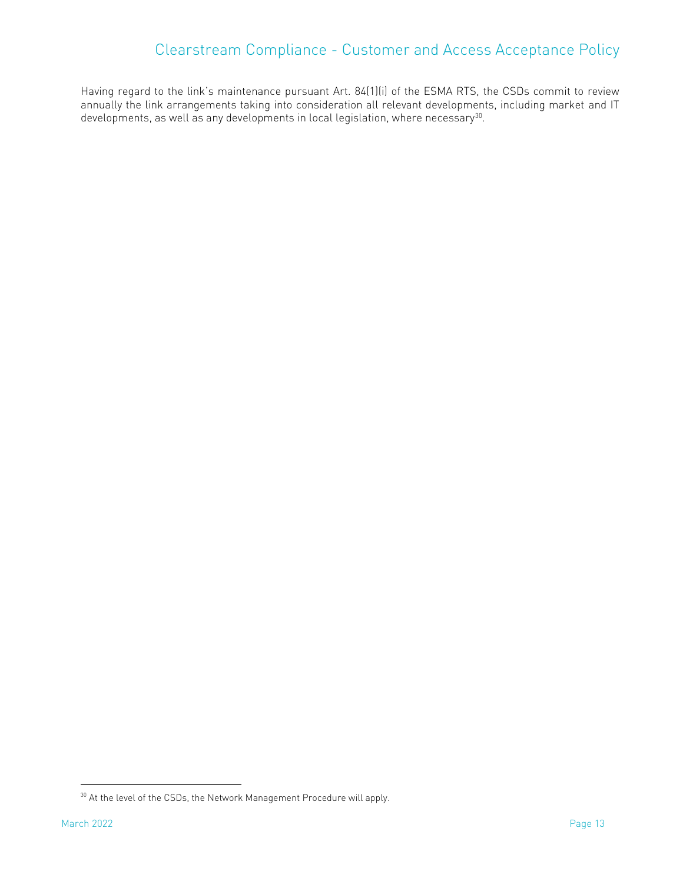Having regard to the link's maintenance pursuant Art. 84(1)(i) of the ESMA RTS, the CSDs commit to review annually the link arrangements taking into consideration all relevant developments, including market and IT developments, as well as any developments in local legislation, where necessary[30].

[30] At the level of the CSDs, the Network Management Procedure will apply.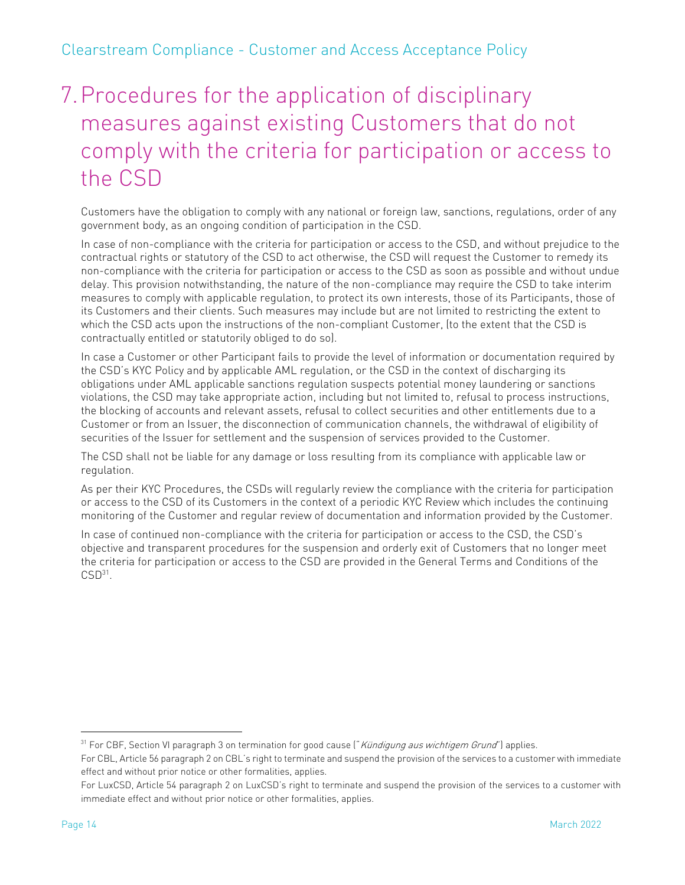# 7. Procedures for the application of disciplinary measures against existing Customers that do not comply with the criteria for participation or access to the CSD

Customers have the obligation to comply with any national or foreign law, sanctions, regulations, order of any government body, as an ongoing condition of participation in the CSD.

In case of non-compliance with the criteria for participation or access to the CSD, and without prejudice to the contractual rights or statutory of the CSD to act otherwise, the CSD will request the Customer to remedy its non-compliance with the criteria for participation or access to the CSD as soon as possible and without undue delay. This provision notwithstanding, the nature of the non-compliance may require the CSD to take interim measures to comply with applicable regulation, to protect its own interests, those of its Participants, those of its Customers and their clients. Such measures may include but are not limited to restricting the extent to which the CSD acts upon the instructions of the non-compliant Customer, (to the extent that the CSD is contractually entitled or statutorily obliged to do so).

In case a Customer or other Participant fails to provide the level of information or documentation required by the CSD's KYC Policy and by applicable AML regulation, or the CSD in the context of discharging its obligations under AML applicable sanctions regulation suspects potential money laundering or sanctions violations, the CSD may take appropriate action, including but not limited to, refusal to process instructions, the blocking of accounts and relevant assets, refusal to collect securities and other entitlements due to a Customer or from an Issuer, the disconnection of communication channels, the withdrawal of eligibility of securities of the Issuer for settlement and the suspension of services provided to the Customer.

The CSD shall not be liable for any damage or loss resulting from its compliance with applicable law or regulation.

As per their KYC Procedures, the CSDs will regularly review the compliance with the criteria for participation or access to the CSD of its Customers in the context of a periodic KYC Review which includes the continuing monitoring of the Customer and regular review of documentation and information provided by the Customer.

In case of continued non-compliance with the criteria for participation or access to the CSD, the CSD's objective and transparent procedures for the suspension and orderly exit of Customers that no longer meet the criteria for participation or access to the CSD are provided in the General Terms and Conditions of the CSD[31].

---

[31] For CBF, Section VI paragraph 3 on termination for good cause ("*Kündigung aus wichtigem Grund*") applies.

For CBL, Article 56 paragraph 2 on CBL's right to terminate and suspend the provision of the services to a customer with immediate effect and without prior notice or other formalities, applies.

For LuxCSD, Article 54 paragraph 2 on LuxCSD's right to terminate and suspend the provision of the services to a customer with immediate effect and without prior notice or other formalities, applies.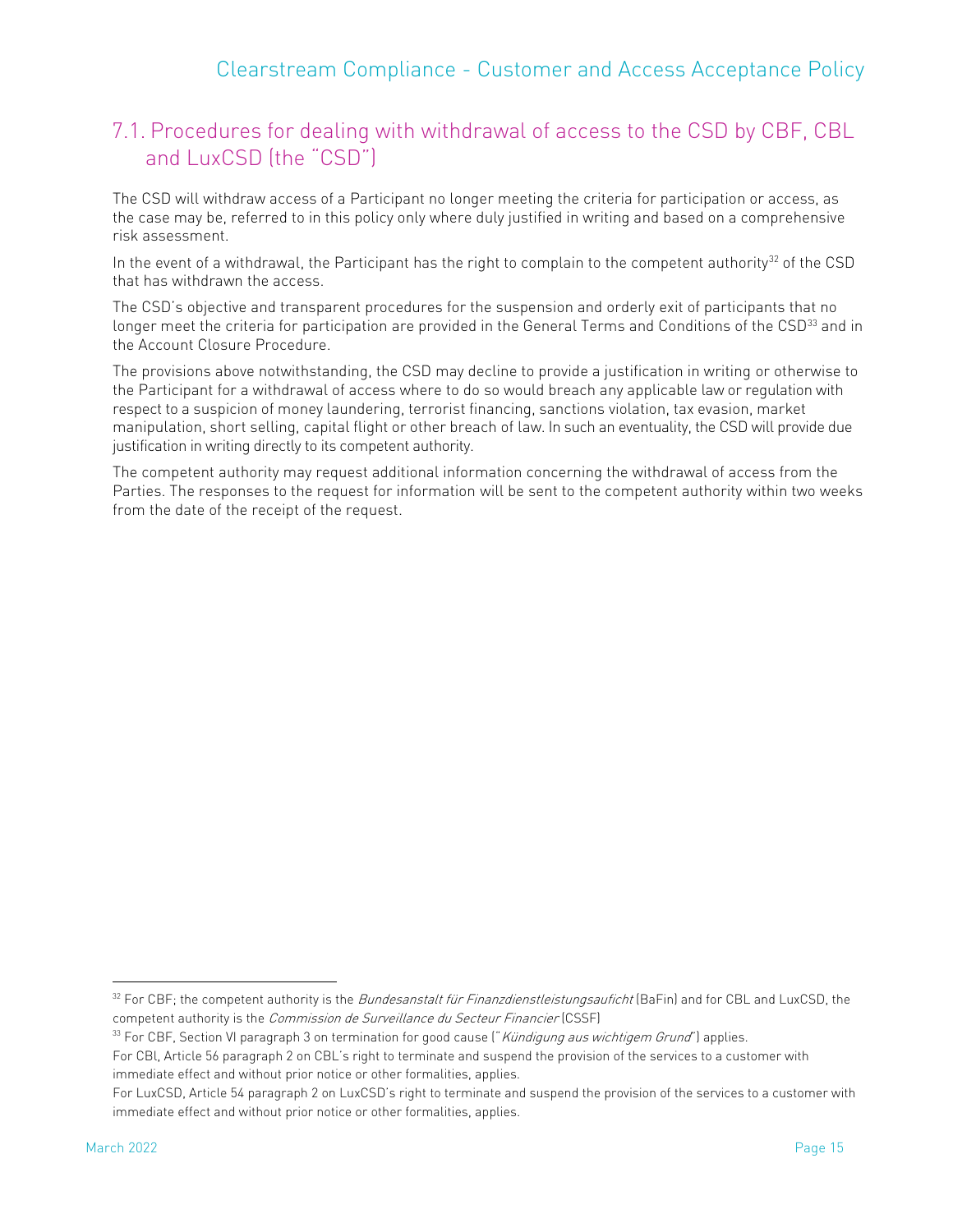## 7.1. Procedures for dealing with withdrawal of access to the CSD by CBF, CBL and LuxCSD (the "CSD")

The CSD will withdraw access of a Participant no longer meeting the criteria for participation or access, as the case may be, referred to in this policy only where duly justified in writing and based on a comprehensive risk assessment.

In the event of a withdrawal, the Participant has the right to complain to the competent authority[32] of the CSD that has withdrawn the access.

The CSD's objective and transparent procedures for the suspension and orderly exit of participants that no longer meet the criteria for participation are provided in the General Terms and Conditions of the CSD[33] and in the Account Closure Procedure.

The provisions above notwithstanding, the CSD may decline to provide a justification in writing or otherwise to the Participant for a withdrawal of access where to do so would breach any applicable law or regulation with respect to a suspicion of money laundering, terrorist financing, sanctions violation, tax evasion, market manipulation, short selling, capital flight or other breach of law. In such an eventuality, the CSD will provide due justification in writing directly to its competent authority.

The competent authority may request additional information concerning the withdrawal of access from the Parties. The responses to the request for information will be sent to the competent authority within two weeks from the date of the receipt of the request.

---

[32] For CBF; the competent authority is the *Bundesanstalt für Finanzdienstleistungsaufsicht* (BaFin) and for CBL and LuxCSD, the competent authority is the *Commission de Surveillance du Secteur Financier* (CSSF)

[33] For CBF, Section VI paragraph 3 on termination for good cause ("*Kündigung aus wichtigem Grund*") applies.

For CBl, Article 56 paragraph 2 on CBL's right to terminate and suspend the provision of the services to a customer with immediate effect and without prior notice or other formalities, applies.

For LuxCSD, Article 54 paragraph 2 on LuxCSD's right to terminate and suspend the provision of the services to a customer with immediate effect and without prior notice or other formalities, applies.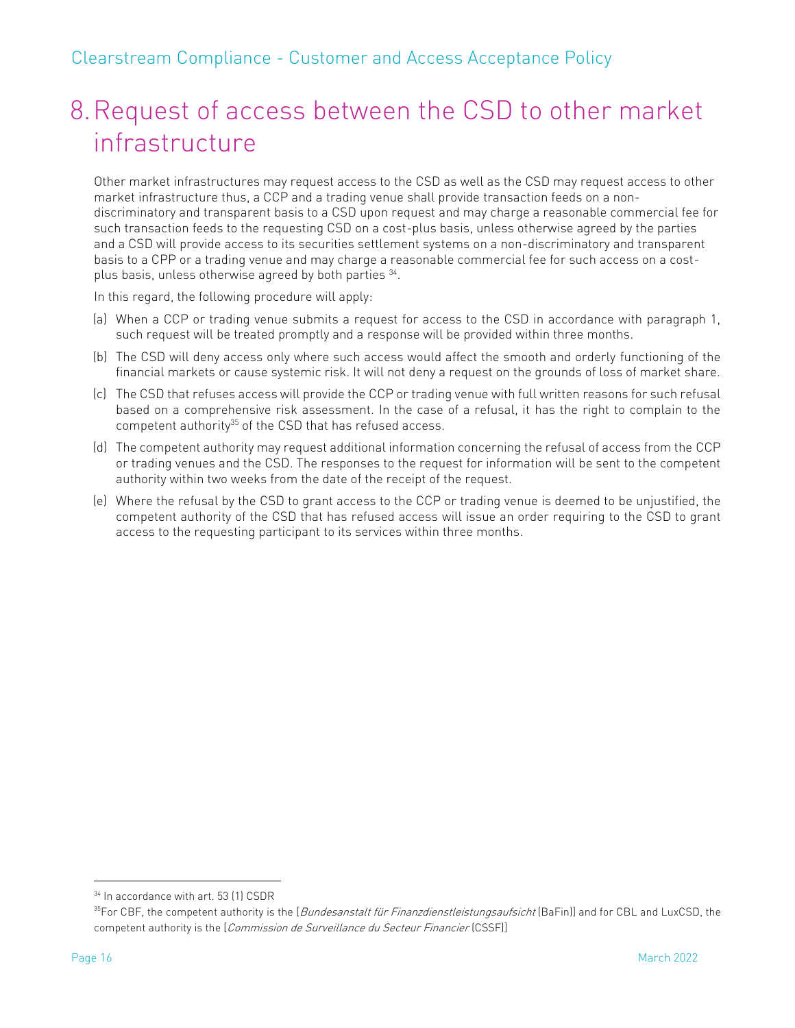# 8. Request of access between the CSD to other market infrastructure

Other market infrastructures may request access to the CSD as well as the CSD may request access to other market infrastructure thus, a CCP and a trading venue shall provide transaction feeds on a non-discriminatory and transparent basis to a CSD upon request and may charge a reasonable commercial fee for such transaction feeds to the requesting CSD on a cost-plus basis, unless otherwise agreed by the parties and a CSD will provide access to its securities settlement systems on a non-discriminatory and transparent basis to a CPP or a trading venue and may charge a reasonable commercial fee for such access on a cost-plus basis, unless otherwise agreed by both parties [34].

In this regard, the following procedure will apply:

(a) When a CCP or trading venue submits a request for access to the CSD in accordance with paragraph 1, such request will be treated promptly and a response will be provided within three months.

(b) The CSD will deny access only where such access would affect the smooth and orderly functioning of the financial markets or cause systemic risk. It will not deny a request on the grounds of loss of market share.

(c) The CSD that refuses access will provide the CCP or trading venue with full written reasons for such refusal based on a comprehensive risk assessment. In the case of a refusal, it has the right to complain to the competent authority[35] of the CSD that has refused access.

(d) The competent authority may request additional information concerning the refusal of access from the CCP or trading venues and the CSD. The responses to the request for information will be sent to the competent authority within two weeks from the date of the receipt of the request.

(e) Where the refusal by the CSD to grant access to the CCP or trading venue is deemed to be unjustified, the competent authority of the CSD that has refused access will issue an order requiring to the CSD to grant access to the requesting participant to its services within three months.

---

[34] In accordance with art. 53 (1) CSDR

[35] For CBF, the competent authority is the [*Bundesanstalt für Finanzdienstleistungsaufsicht* (BaFin)] and for CBL and LuxCSD, the competent authority is the [*Commission de Surveillance du Secteur Financier* (CSSF)]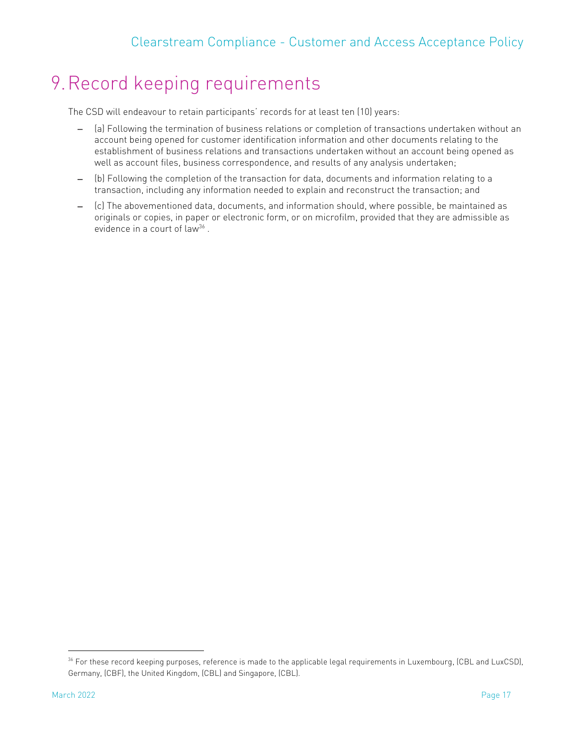# 9. Record keeping requirements

The CSD will endeavour to retain participants' records for at least ten (10) years:

- (a) Following the termination of business relations or completion of transactions undertaken without an account being opened for customer identification information and other documents relating to the establishment of business relations and transactions undertaken without an account being opened as well as account files, business correspondence, and results of any analysis undertaken;
- (b) Following the completion of the transaction for data, documents and information relating to a transaction, including any information needed to explain and reconstruct the transaction; and
- (c) The abovementioned data, documents, and information should, where possible, be maintained as originals or copies, in paper or electronic form, or on microfilm, provided that they are admissible as evidence in a court of law[36] .

[36] For these record keeping purposes, reference is made to the applicable legal requirements in Luxembourg, (CBL and LuxCSD), Germany, (CBF), the United Kingdom, (CBL) and Singapore, (CBL).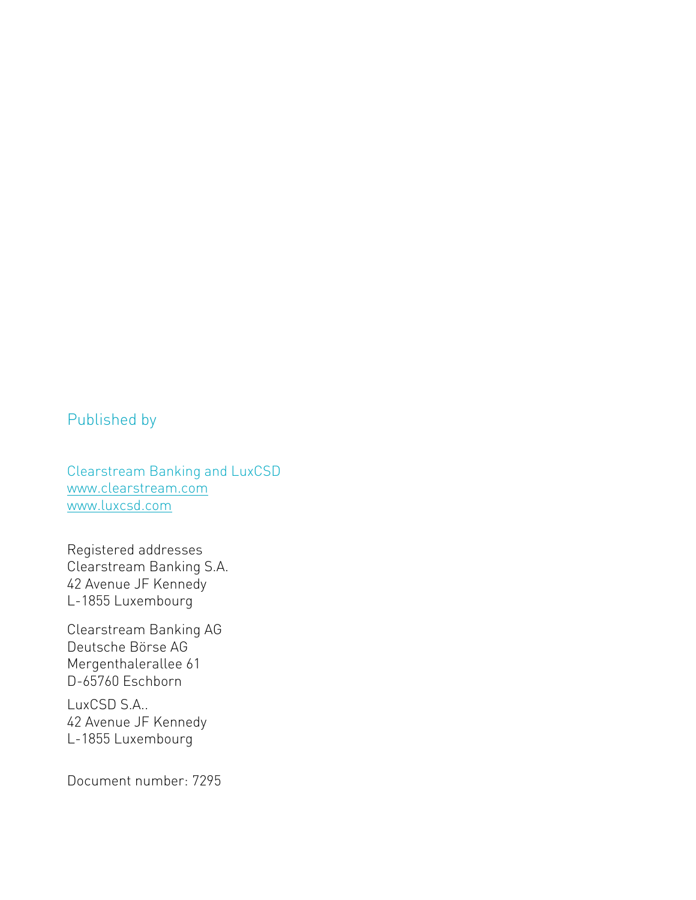Published by

Clearstream Banking and LuxCSD
www.clearstream.com
www.luxcsd.com

Registered addresses
Clearstream Banking S.A.
42 Avenue JF Kennedy
L-1855 Luxembourg

Clearstream Banking AG
Deutsche Börse AG
Mergenthalerallee 61
D-65760 Eschborn

LuxCSD S.A..
42 Avenue JF Kennedy
L-1855 Luxembourg

Document number: 7295